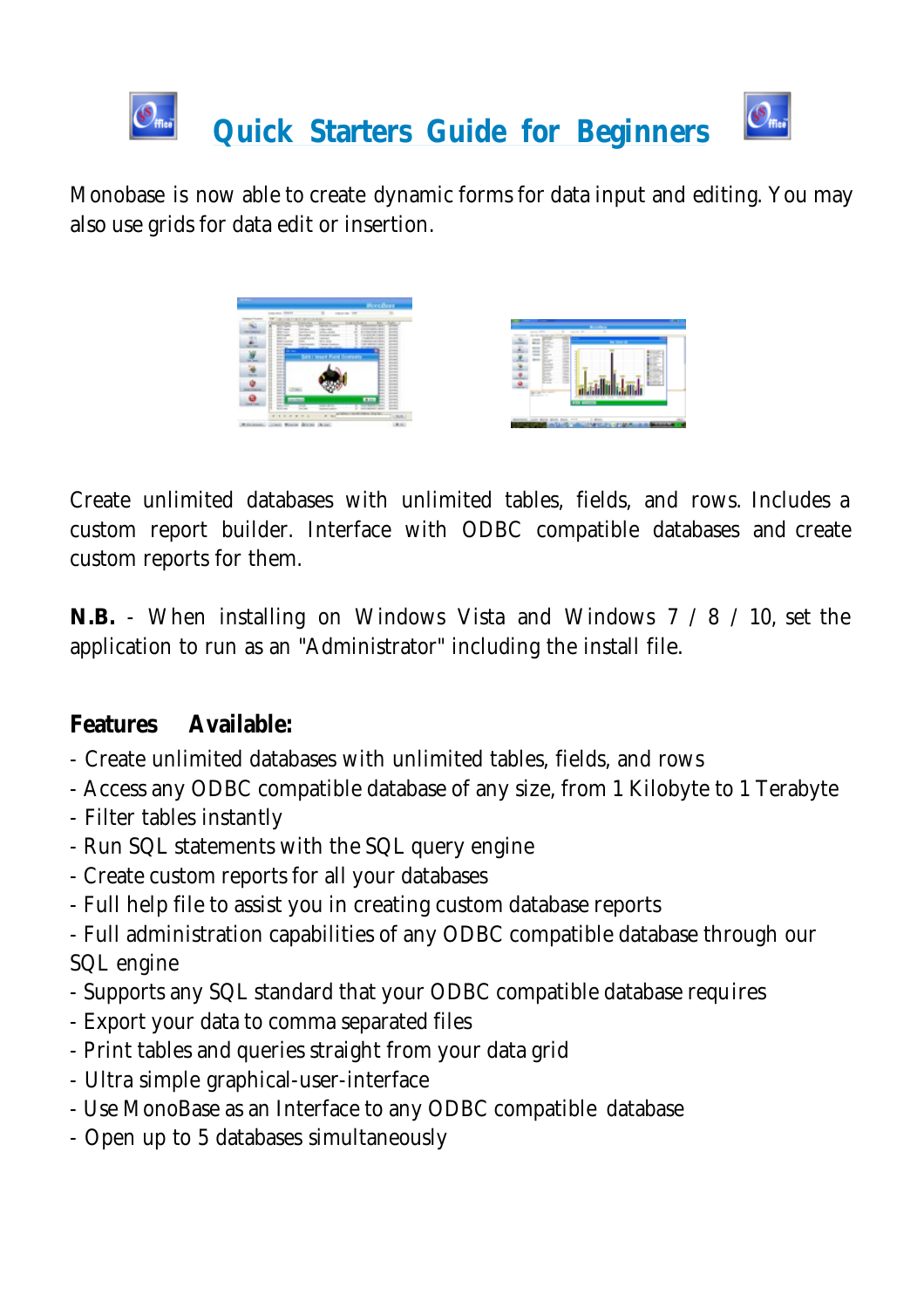# Quick Starters Guide for Beginners

Monobase is now able to create dynamic forms for data input and editing. You may also use grids for data edit or insertion.

Create unlimited databases with unlimited tables, fields, and rows. Includes a custom report builder. Interface with ODBC compatible databases and create custom reports for them.

**N.B.** - When installing on Windows Vista and Windows 7 / 8 / 10, set the application to run as an "Administrator" including the install file.

**Features Available:**

- Create unlimited databases with unlimited tables, fields, and rows
- Access any ODBC compatible database of any size, from 1 Kilobyte to 1 Terabyte
- Filter tables instantly
- Run SQL statements with the SQL query engine
- Create custom reports for all your databases
- Full help file to assist you in creating custom database reports
- Full administration capabilities of any ODBC compatible database through our SQL engine
- Supports any SQL standard that your ODBC compatible database requires
- Export your data to comma separated files
- Print tables and queries straight from your data grid
- Ultra simple graphical-user-interface
- Use MonoBase as an Interface to any ODBC compatible database
- Open up to 5 databases simultaneously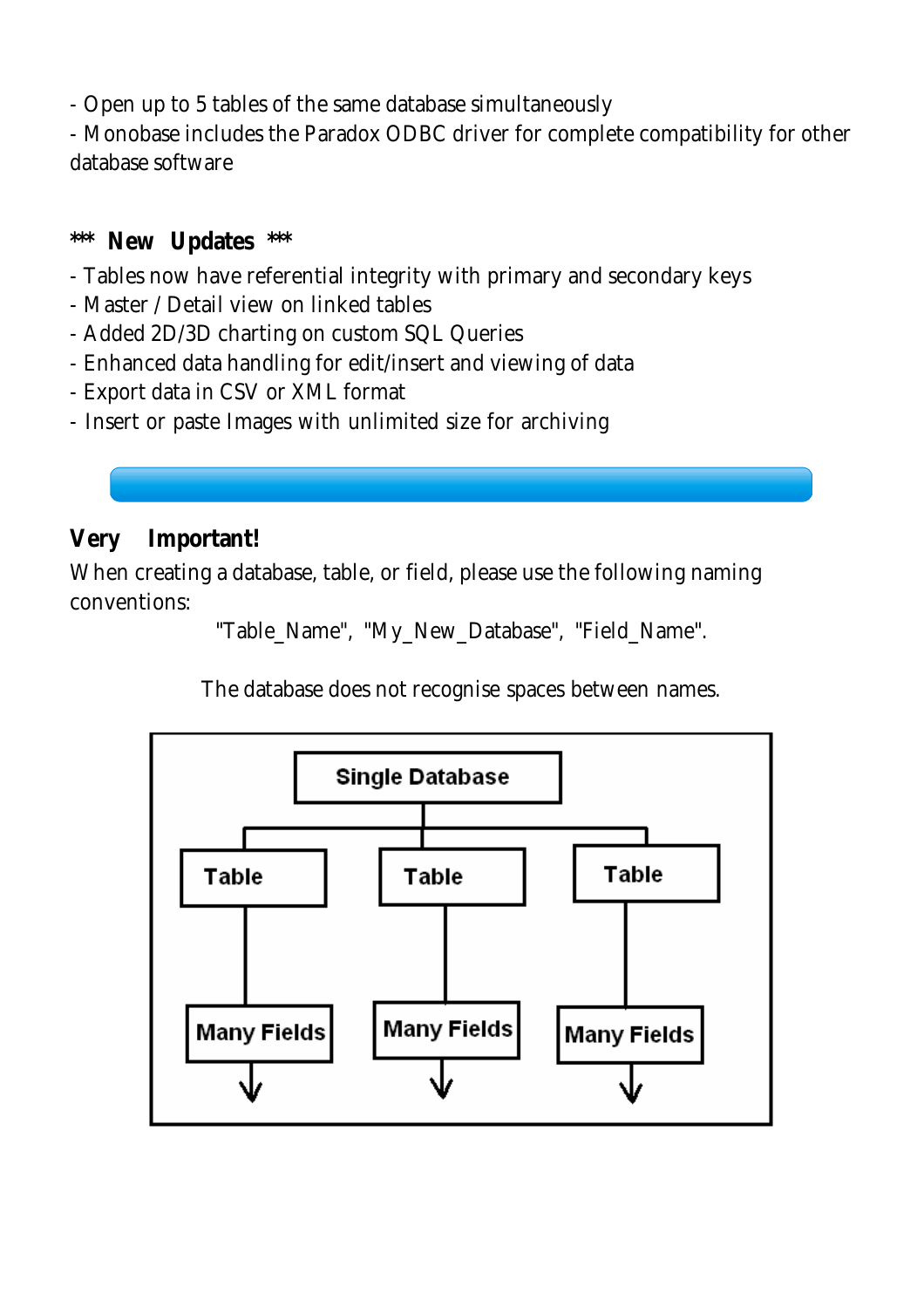- Open up to 5 tables of the same database simultaneously
- Monobase includes the Paradox ODBC driver for complete compatibility for other database software

**\*\*\* New Updates \*\*\***

- Tables now have referential integrity with primary and secondary keys
- Master / Detail view on linked tables
- Added 2D/3D charting on custom SQL Queries
- Enhanced data handling for edit/insert and viewing of data
- Export data in CSV or XML format
- Insert or paste Images with unlimited size for archiving

**Very Important!**

When creating a database, table, or field, please use the following naming conventions:

"Table_Name", "My_New_Database", "Field_Name".

The database does not recognise spaces between names.

Single Database

Table | Table | Table

Many Fields | Many Fields | Many Fields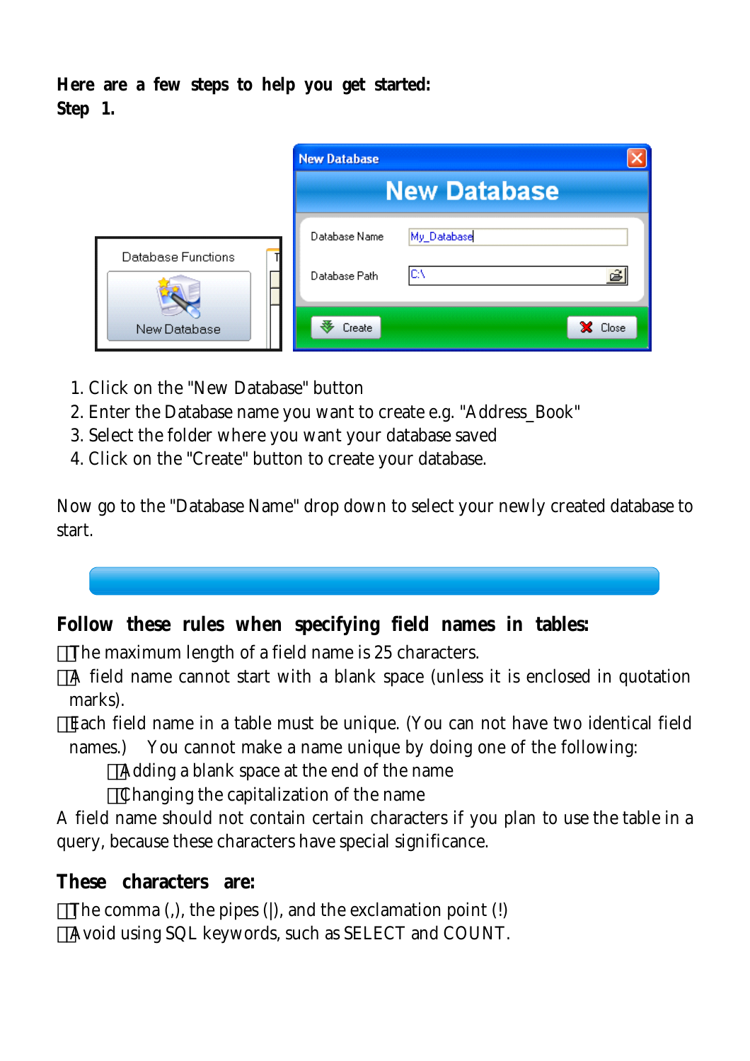**Here are a few steps to help you get started:**

**Step 1.**

1. Click on the "New Database" button
2. Enter the Database name you want to create e.g. "Address_Book"
3. Select the folder where you want your database saved
4. Click on the "Create" button to create your database.

Now go to the "Database Name" drop down to select your newly created database to start.

## Follow these rules when specifying field names in tables:

- The maximum length of a field name is 25 characters.
- A field name cannot start with a blank space (unless it is enclosed in quotation marks).
- Each field name in a table must be unique. (You can not have two identical field names.) You cannot make a name unique by doing one of the following:
  - Adding a blank space at the end of the name
  - Changing the capitalization of the name

A field name should not contain certain characters if you plan to use the table in a query, because these characters have special significance.

## These characters are:

- The comma (,), the pipes (|), and the exclamation point (!)
- Avoid using SQL keywords, such as SELECT and COUNT.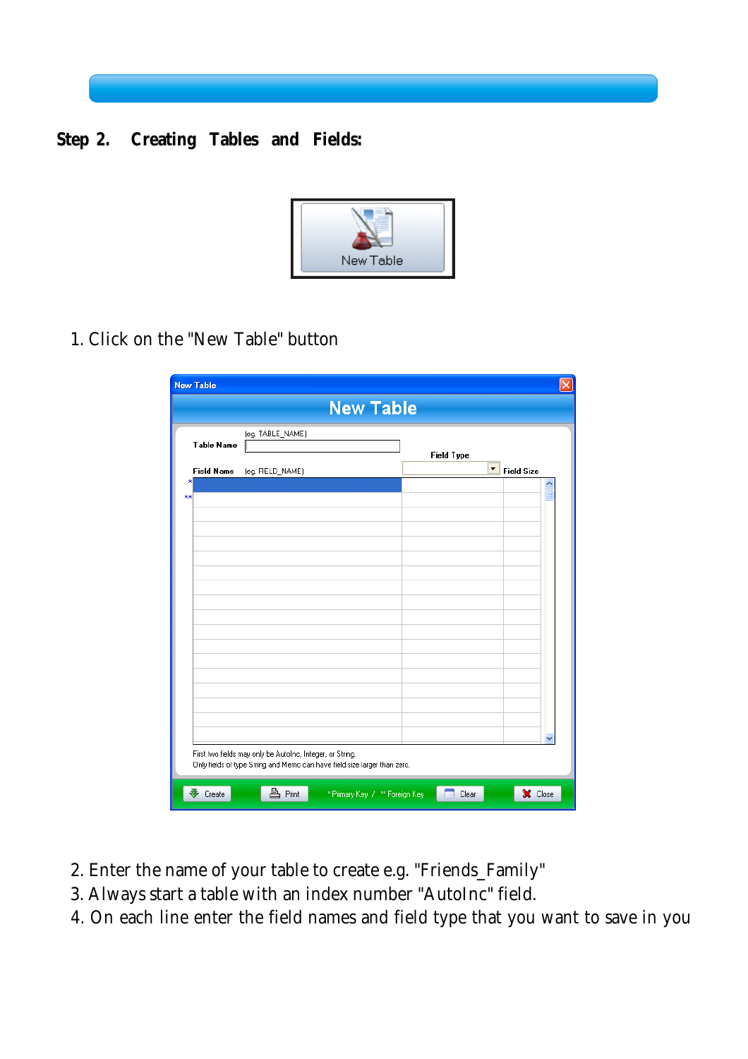## Step 2. Creating Tables and Fields:

1. Click on the "New Table" button

2. Enter the name of your table to create e.g. "Friends_Family"
3. Always start a table with an index number "AutoInc" field.
4. On each line enter the field names and field type that you want to save in you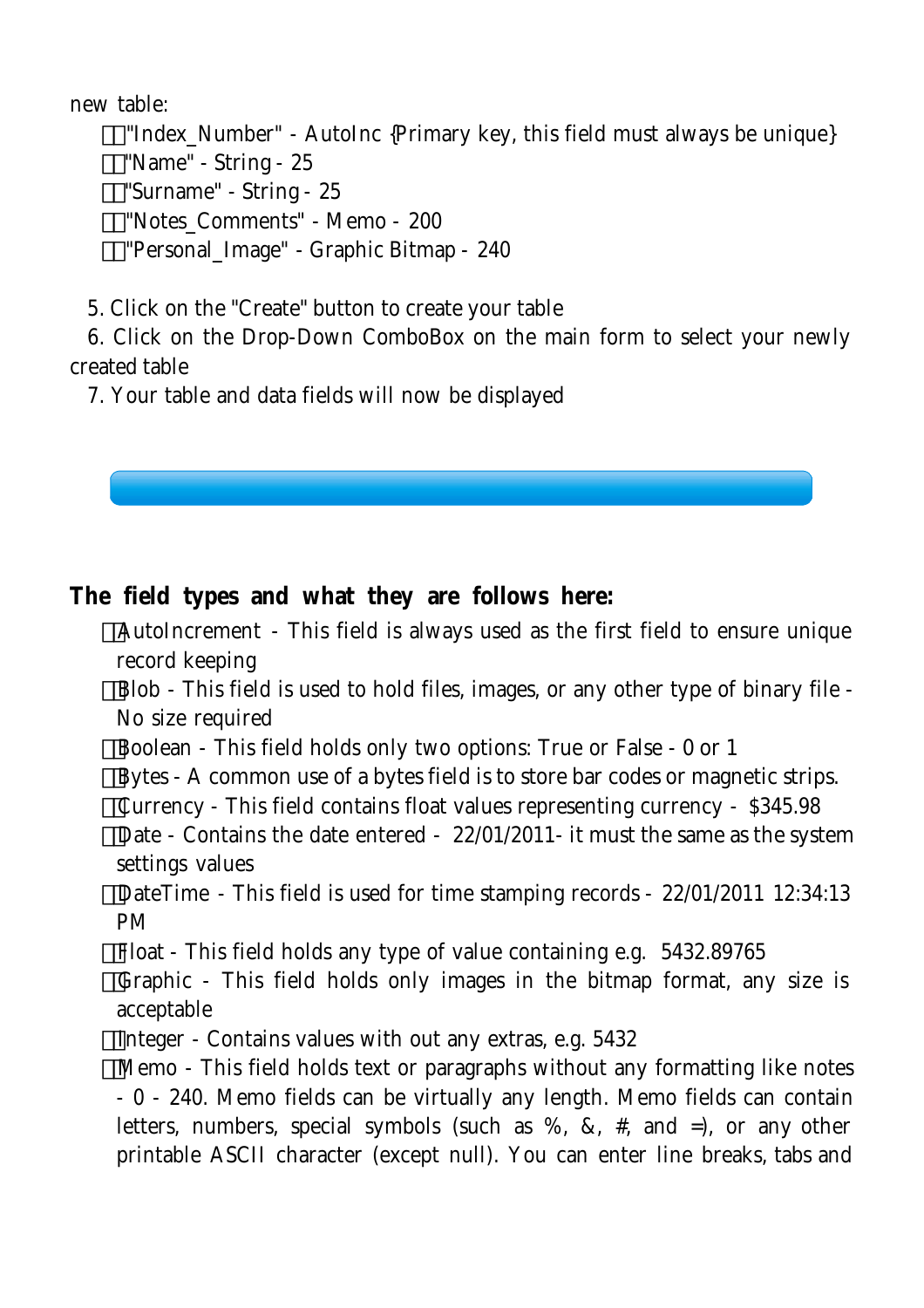new table:

- "Index_Number" - AutoInc {Primary key, this field must always be unique}
- "Name" - String - 25
- "Surname" - String - 25
- "Notes_Comments" - Memo - 200
- "Personal_Image" - Graphic Bitmap - 240

5. Click on the "Create" button to create your table
6. Click on the Drop-Down ComboBox on the main form to select your newly created table
7. Your table and data fields will now be displayed

**The field types and what they are follows here:**

- AutoIncrement - This field is always used as the first field to ensure unique record keeping
- Blob - This field is used to hold files, images, or any other type of binary file - No size required
- Boolean - This field holds only two options: True or False - 0 or 1
- Bytes - A common use of a bytes field is to store bar codes or magnetic strips.
- Currency - This field contains float values representing currency - $345.98
- Date - Contains the date entered - 22/01/2011- it must the same as the system settings values
- DateTime - This field is used for time stamping records - 22/01/2011 12:34:13 PM
- Float - This field holds any type of value containing e.g. 5432.89765
- Graphic - This field holds only images in the bitmap format, any size is acceptable
- Integer - Contains values with out any extras, e.g. 5432
- Memo - This field holds text or paragraphs without any formatting like notes - 0 - 240. Memo fields can be virtually any length. Memo fields can contain letters, numbers, special symbols (such as %, &, #, and =), or any other printable ASCII character (except null). You can enter line breaks, tabs and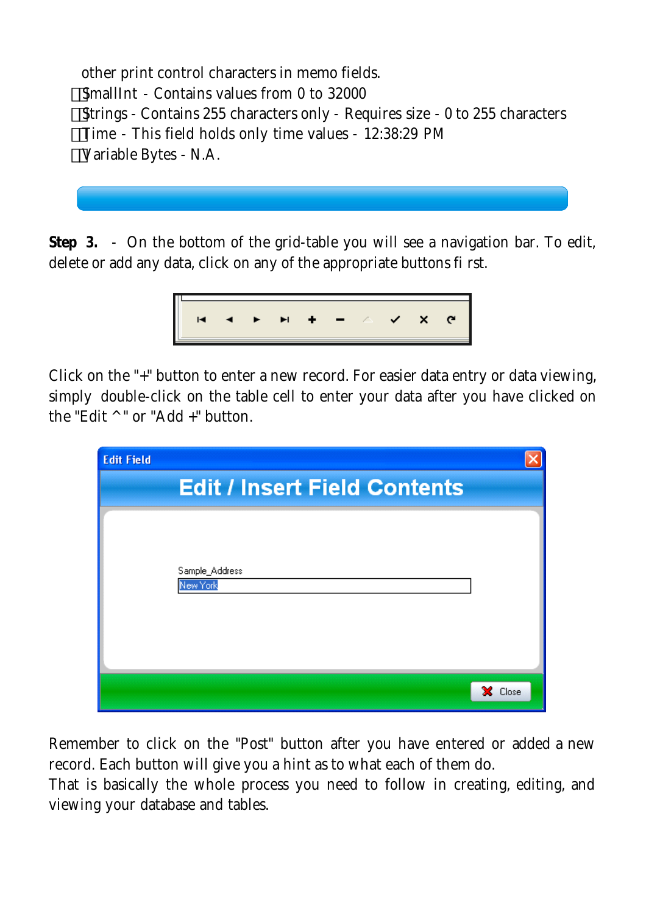other print control characters in memo fields.

- SmallInt - Contains values from 0 to 32000
- Strings - Contains 255 characters only - Requires size - 0 to 255 characters
- Time - This field holds only time values - 12:38:29 PM
- Variable Bytes - N.A.

**Step 3.** - On the bottom of the grid-table you will see a navigation bar. To edit, delete or add any data, click on any of the appropriate buttons first.

Click on the "+" button to enter a new record. For easier data entry or data viewing, simply double-click on the table cell to enter your data after you have clicked on the "Edit ^" or "Add +" button.

Remember to click on the "Post" button after you have entered or added a new record. Each button will give you a hint as to what each of them do.

That is basically the whole process you need to follow in creating, editing, and viewing your database and tables.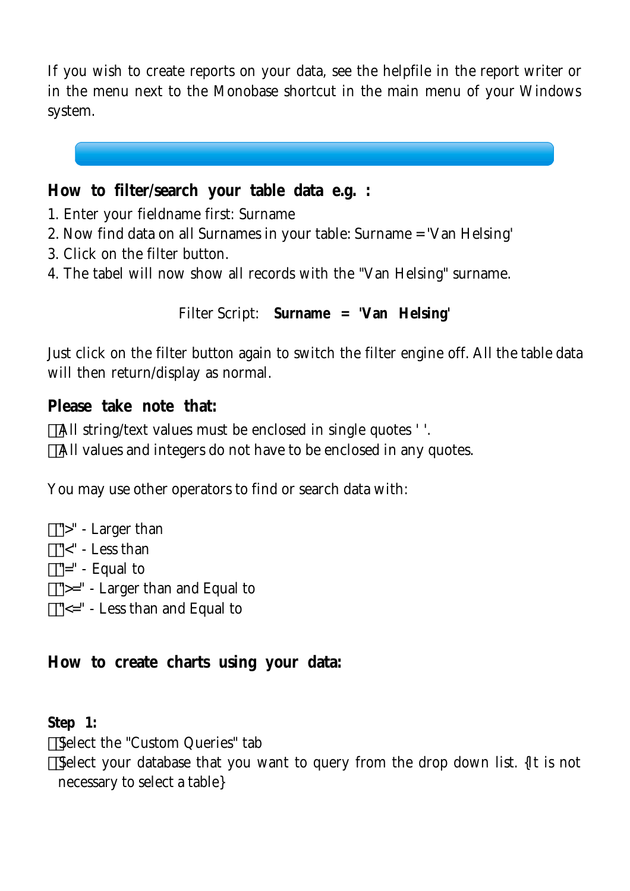If you wish to create reports on your data, see the helpfile in the report writer or in the menu next to the Monobase shortcut in the main menu of your Windows system.

---

## How to filter/search your table data e.g. :

1. Enter your fieldname first: Surname
2. Now find data on all Surnames in your table: Surname = 'Van Helsing'
3. Click on the filter button.
4. The tabel will now show all records with the "Van Helsing" surname.

Filter Script: **Surname = 'Van Helsing'**

Just click on the filter button again to switch the filter engine off. All the table data will then return/display as normal.

## Please take note that:

- All string/text values must be enclosed in single quotes ' '.
- All values and integers do not have to be enclosed in any quotes.

You may use other operators to find or search data with:

- ">" - Larger than
- "<" - Less than
- "=" - Equal to
- ">=" - Larger than and Equal to
- "<=" - Less than and Equal to

## How to create charts using your data:

**Step 1:**

- Select the "Custom Queries" tab
- Select your database that you want to query from the drop down list. {It is not necessary to select a table}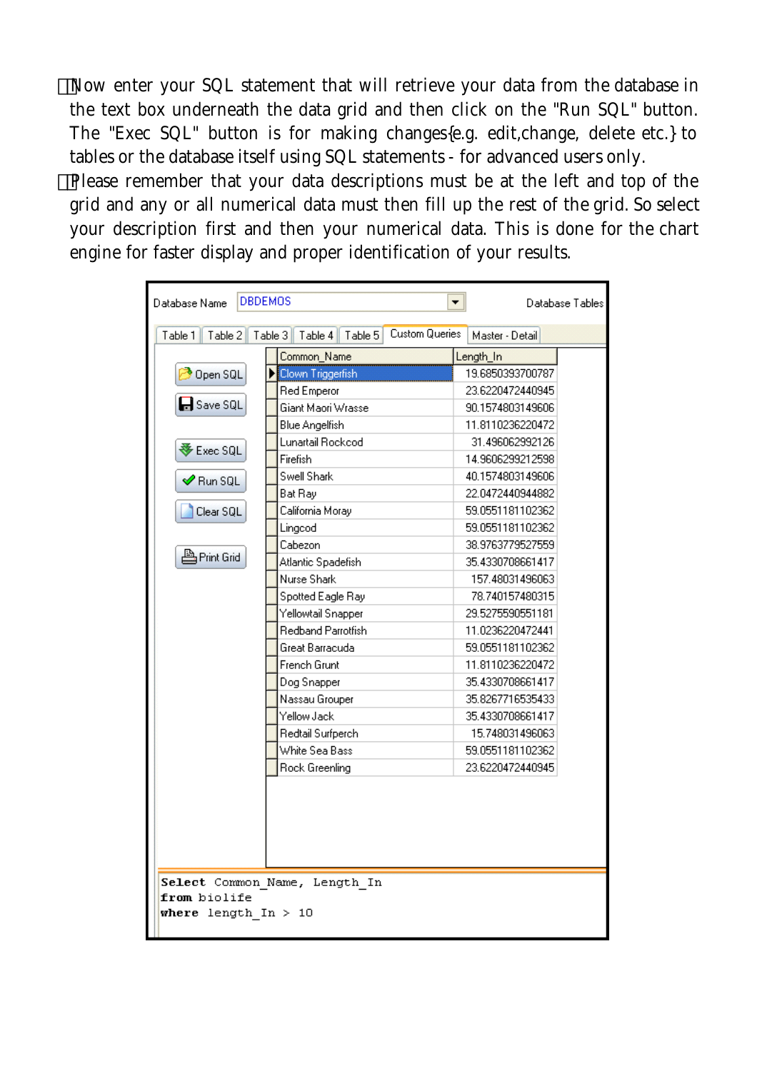- Now enter your SQL statement that will retrieve your data from the database in the text box underneath the data grid and then click on the "Run SQL" button. The "Exec SQL" button is for making changes{e.g. edit,change, delete etc.} to tables or the database itself using SQL statements - for advanced users only.
- Please remember that your data descriptions must be at the left and top of the grid and any or all numerical data must then fill up the rest of the grid. So select your description first and then your numerical data. This is done for the chart engine for faster display and proper identification of your results.

Database Name: DBDEMOS — Database Tables

Table 1 | Table 2 | Table 3 | Table 4 | Table 5 | Custom Queries | Master - Detail

Open SQL / Save SQL / Exec SQL / Run SQL / Clear SQL / Print Grid

| Common_Name | Length_In |
|---|---|
| Clown Triggerfish | 19.6850393700787 |
| Red Emperor | 23.6220472440945 |
| Giant Maori Wrasse | 90.1574803149606 |
| Blue Angelfish | 11.8110236220472 |
| Lunartail Rockcod | 31.496062992126 |
| Firefish | 14.9606299212598 |
| Swell Shark | 40.1574803149606 |
| Bat Ray | 22.0472440944882 |
| California Moray | 59.0551181102362 |
| Lingcod | 59.0551181102362 |
| Cabezon | 38.9763779527559 |
| Atlantic Spadefish | 35.4330708661417 |
| Nurse Shark | 157.48031496063 |
| Spotted Eagle Ray | 78.740157480315 |
| Yellowtail Snapper | 29.5275590551181 |
| Redband Parrotfish | 11.0236220472441 |
| Great Barracuda | 59.0551181102362 |
| French Grunt | 11.8110236220472 |
| Dog Snapper | 35.4330708661417 |
| Nassau Grouper | 35.8267716535433 |
| Yellow Jack | 35.4330708661417 |
| Redtail Surfperch | 15.748031496063 |
| White Sea Bass | 59.0551181102362 |
| Rock Greenling | 23.6220472440945 |

```
Select Common_Name, Length_In
from biolife
where length_In > 10
```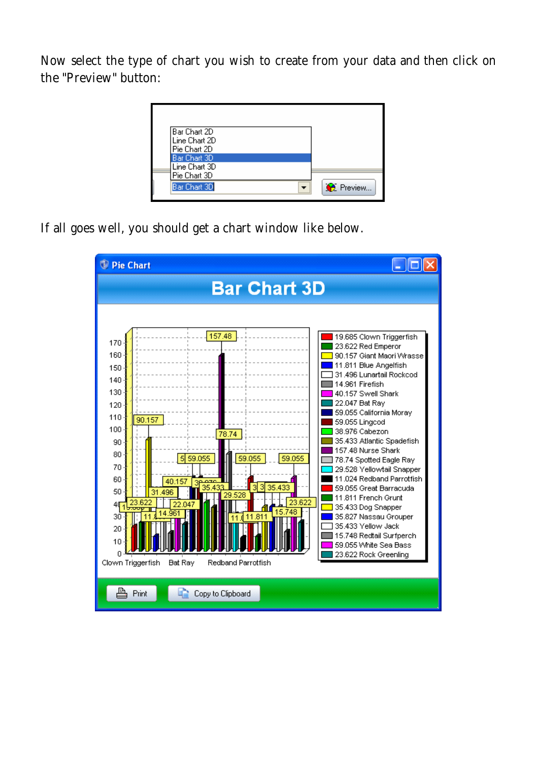Now select the type of chart you wish to create from your data and then click on the "Preview" button:

If all goes well, you should get a chart window like below.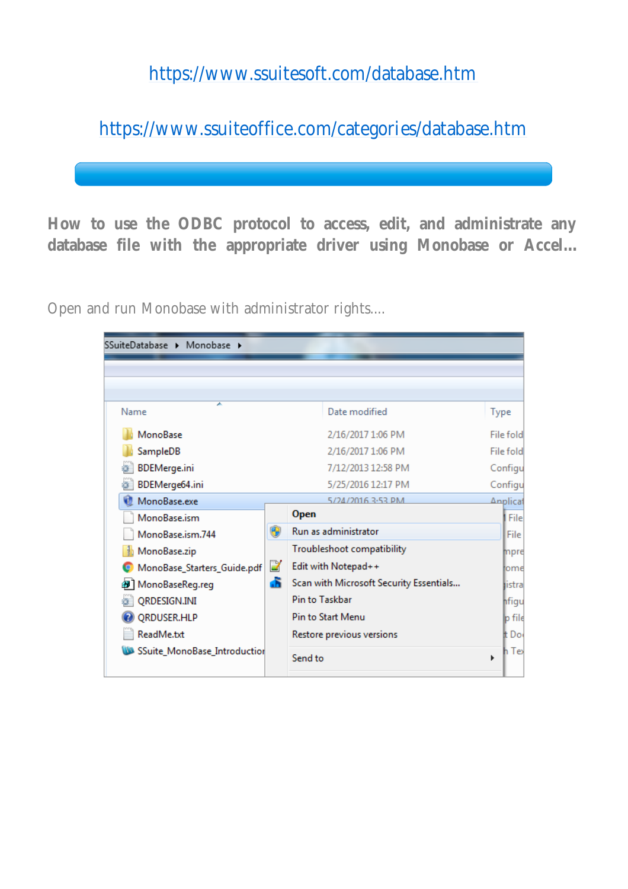https://www.ssuitesoft.com/database.htm

https://www.ssuiteoffice.com/categories/database.htm

**How to use the ODBC protocol to access, edit, and administrate any database file with the appropriate driver using Monobase or Accel...**

Open and run Monobase with administrator rights....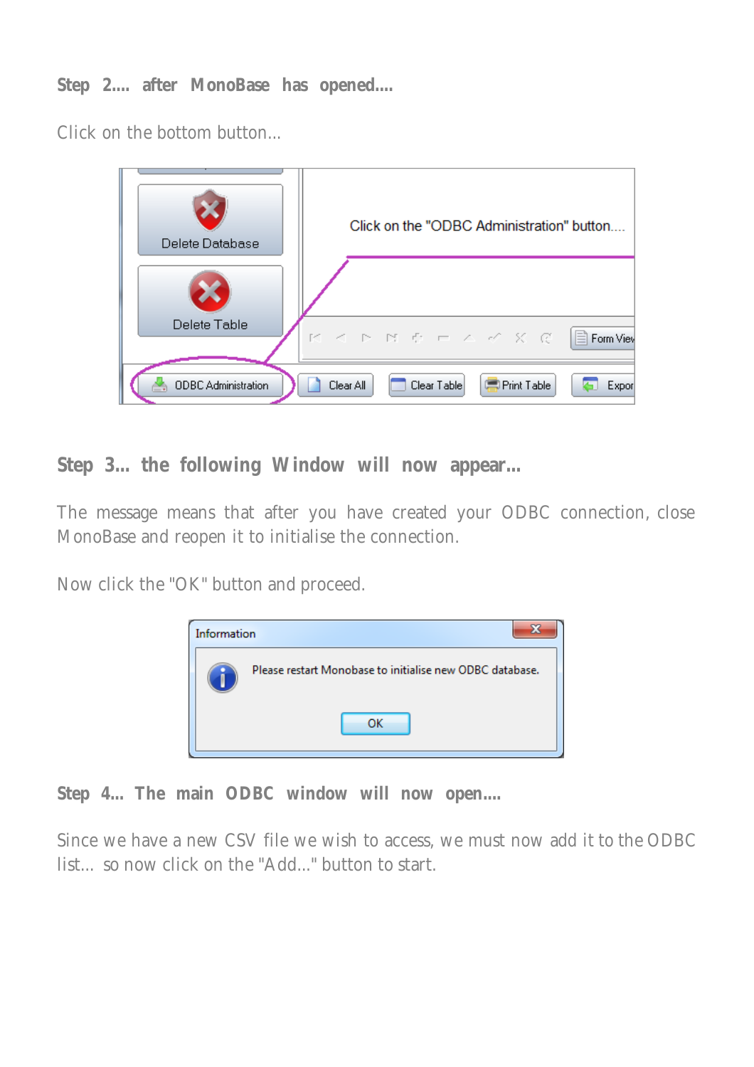**Step 2.... after MonoBase has opened....**

Click on the bottom button...

**Step 3... the following Window will now appear...**

The message means that after you have created your ODBC connection, close MonoBase and reopen it to initialise the connection.

Now click the "OK" button and proceed.

**Step 4... The main ODBC window will now open....**

Since we have a new CSV file we wish to access, we must now add it to the ODBC list... so now click on the "Add..." button to start.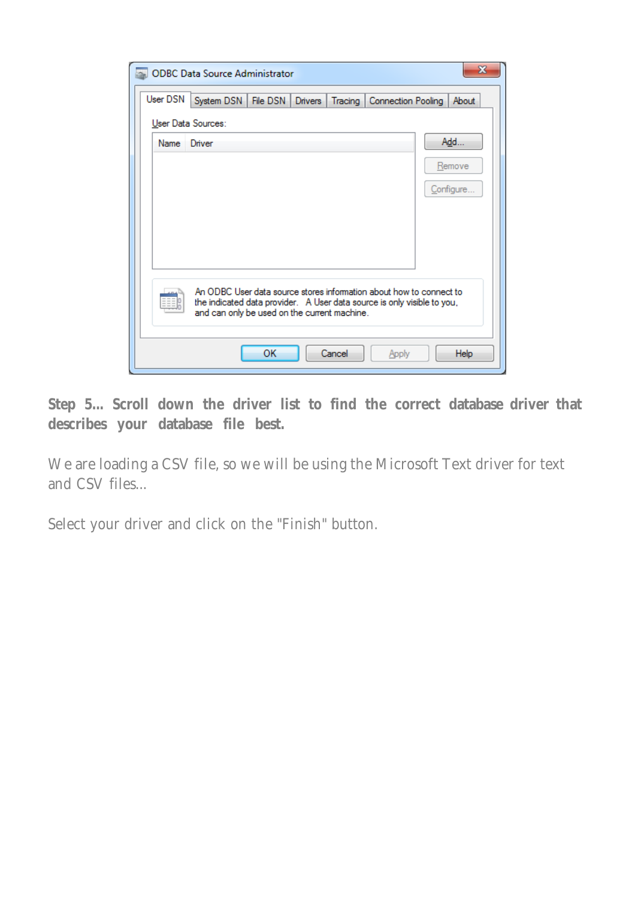**Step 5... Scroll down the driver list to find the correct database driver that describes your database file best.**

We are loading a CSV file, so we will be using the Microsoft Text driver for text and CSV files...

Select your driver and click on the "Finish" button.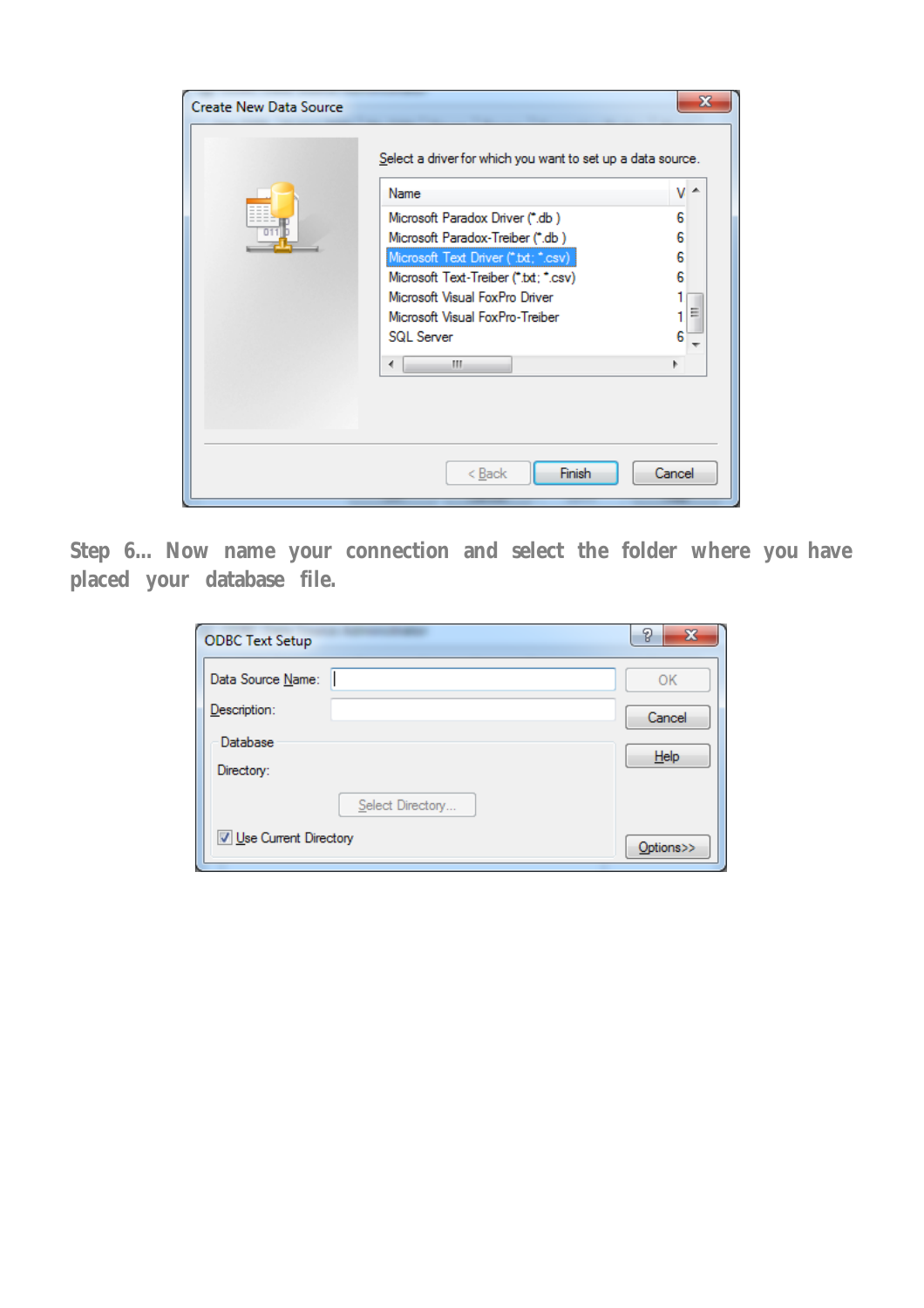Step 6... Now name your connection and select the folder where you have placed your database file.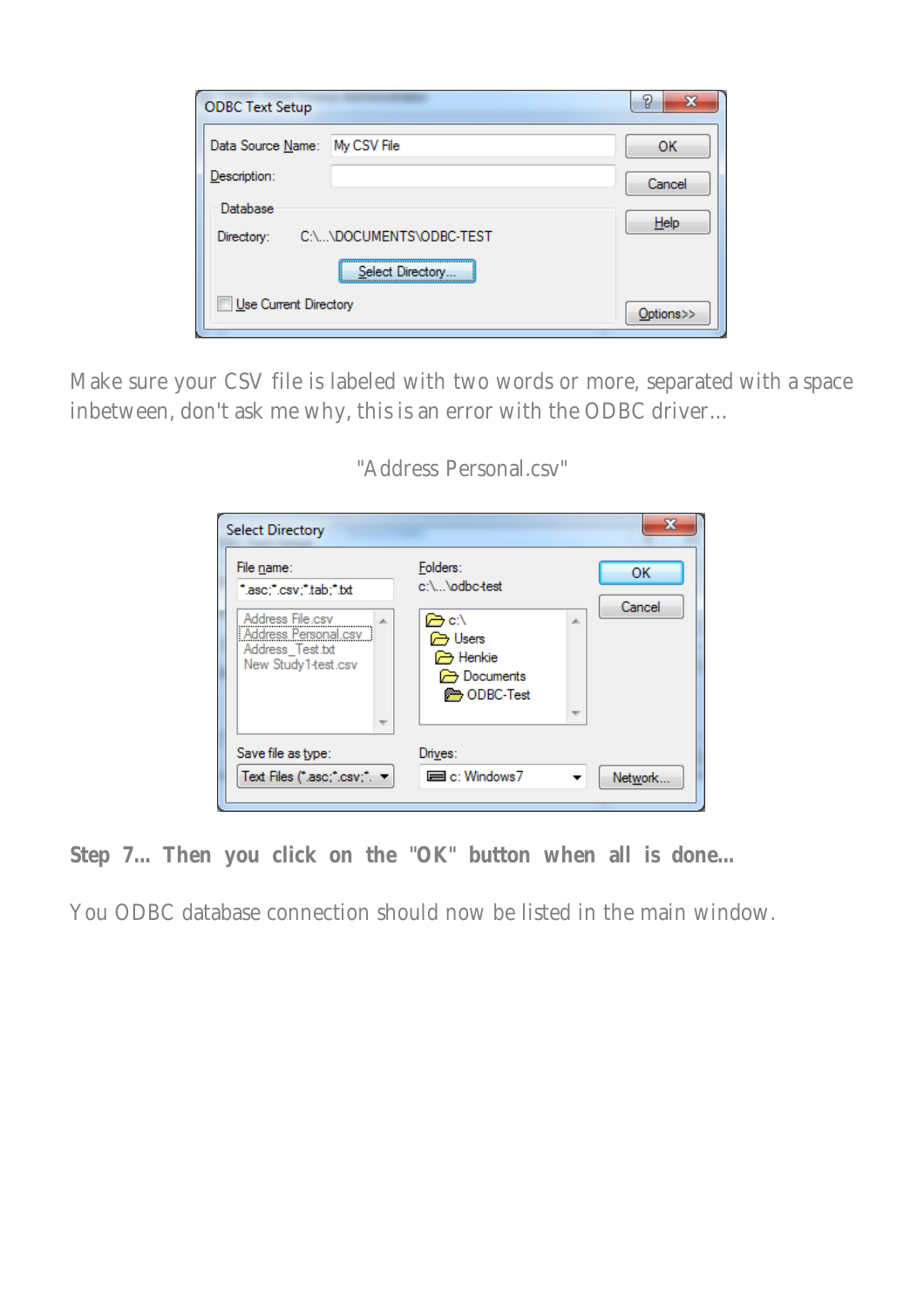Make sure your CSV file is labeled with two words or more, separated with a space inbetween, don't ask me why, this is an error with the ODBC driver...

"Address Personal.csv"

**Step 7... Then you click on the "OK" button when all is done...**

You ODBC database connection should now be listed in the main window.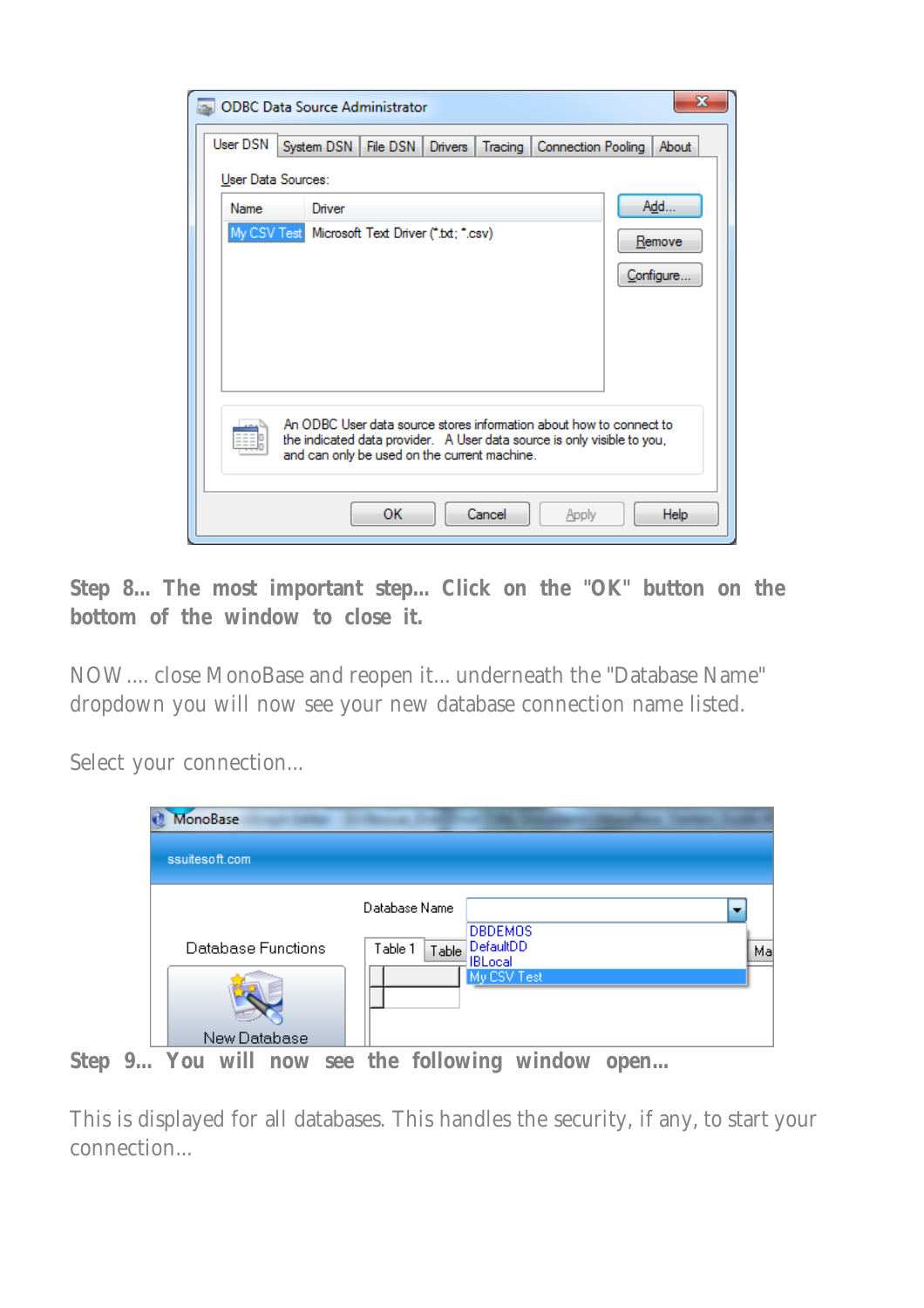**Step 8... The most important step... Click on the "OK" button on the bottom of the window to close it.**

NOW .... close MonoBase and reopen it... underneath the "Database Name" dropdown you will now see your new database connection name listed.

Select your connection...

**Step 9... You will now see the following window open...**

This is displayed for all databases. This handles the security, if any, to start your connection...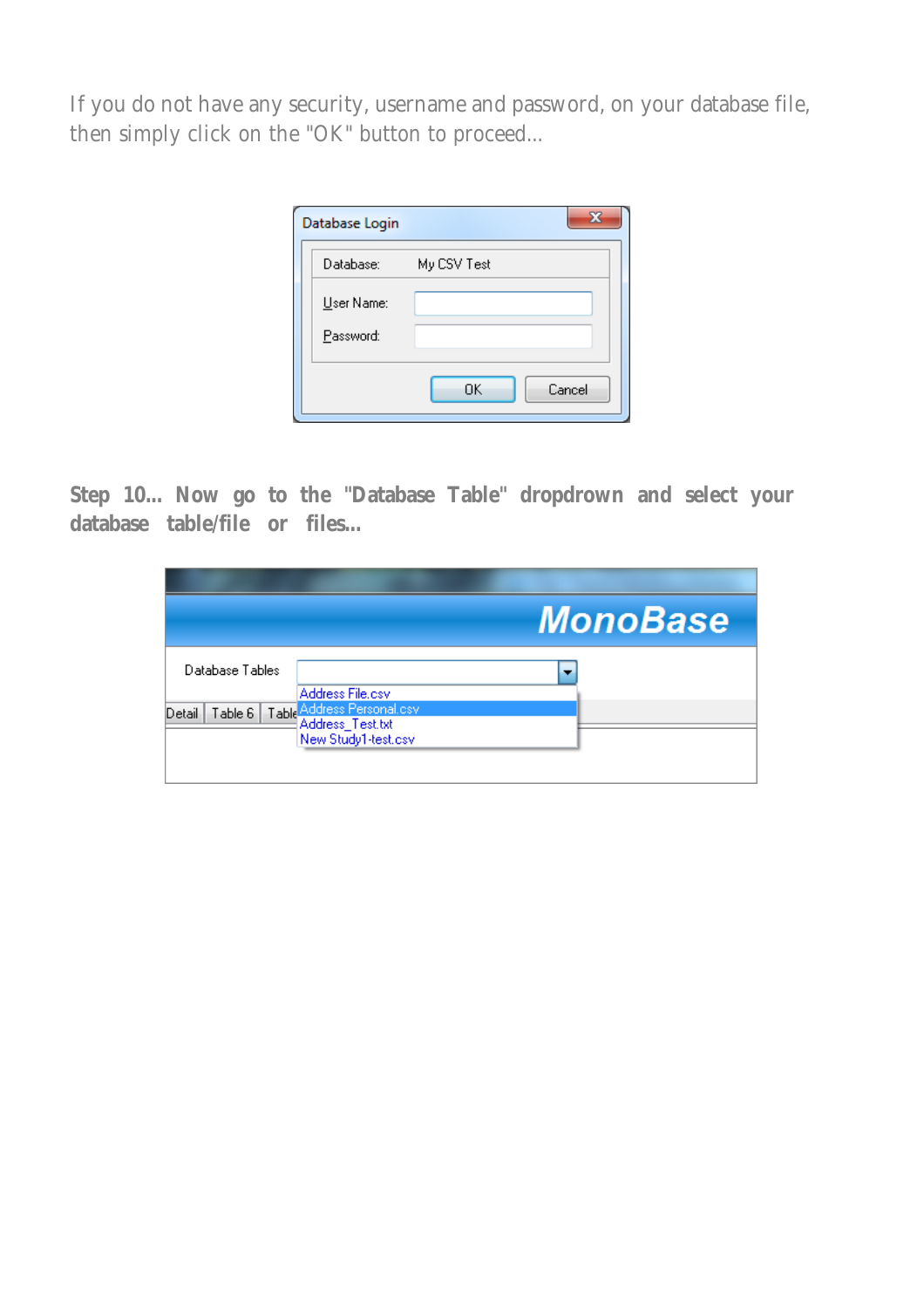If you do not have any security, username and password, on your database file, then simply click on the "OK" button to proceed...

**Step 10... Now go to the "Database Table" dropdrown and select your database table/file or files...**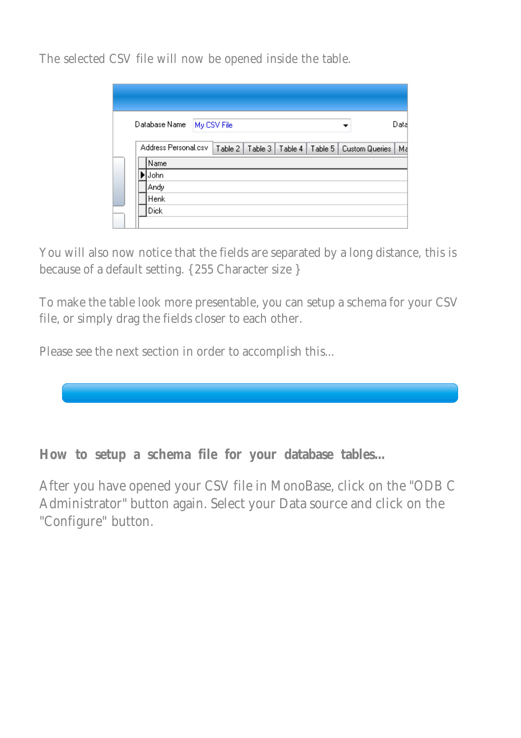The selected CSV file will now be opened inside the table.

You will also now notice that the fields are separated by a long distance, this is because of a default setting. {255 Character size }

To make the table look more presentable, you can setup a schema for your CSV file, or simply drag the fields closer to each other.

Please see the next section in order to accomplish this...

## How to setup a schema file for your database tables...

After you have opened your CSV file in MonoBase, click on the "ODBC Administrator" button again. Select your Data source and click on the "Configure" button.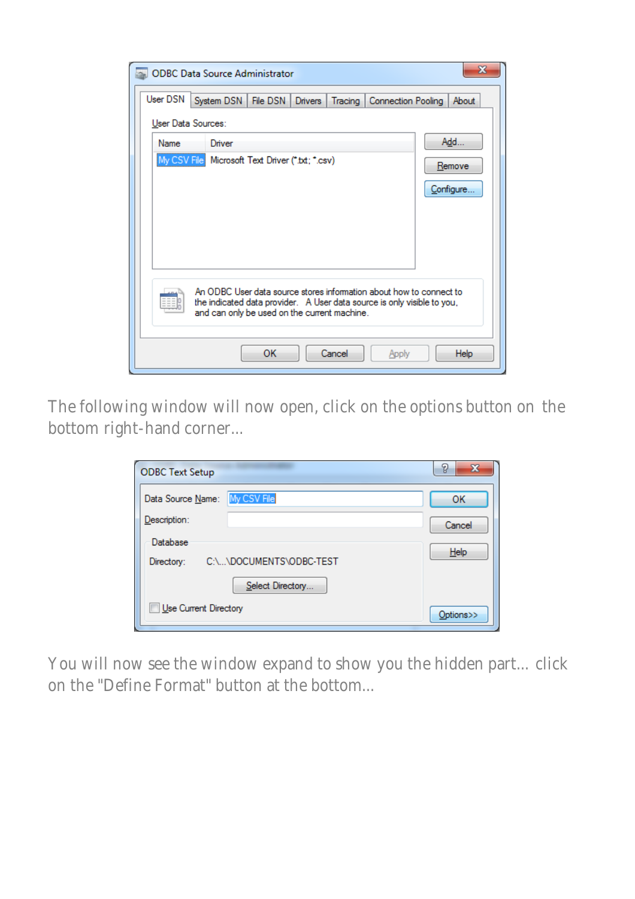The following window will now open, click on the options button on the bottom right-hand corner...

You will now see the window expand to show you the hidden part... click on the "Define Format" button at the bottom...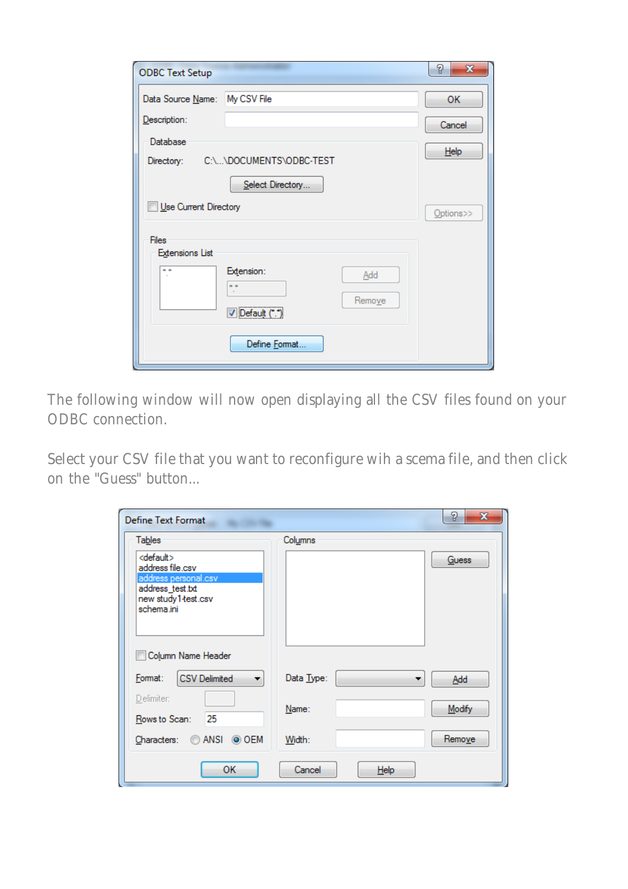The following window will now open displaying all the CSV files found on your ODBC connection.

Select your CSV file that you want to reconfigure wih a scema file, and then click on the "Guess" button...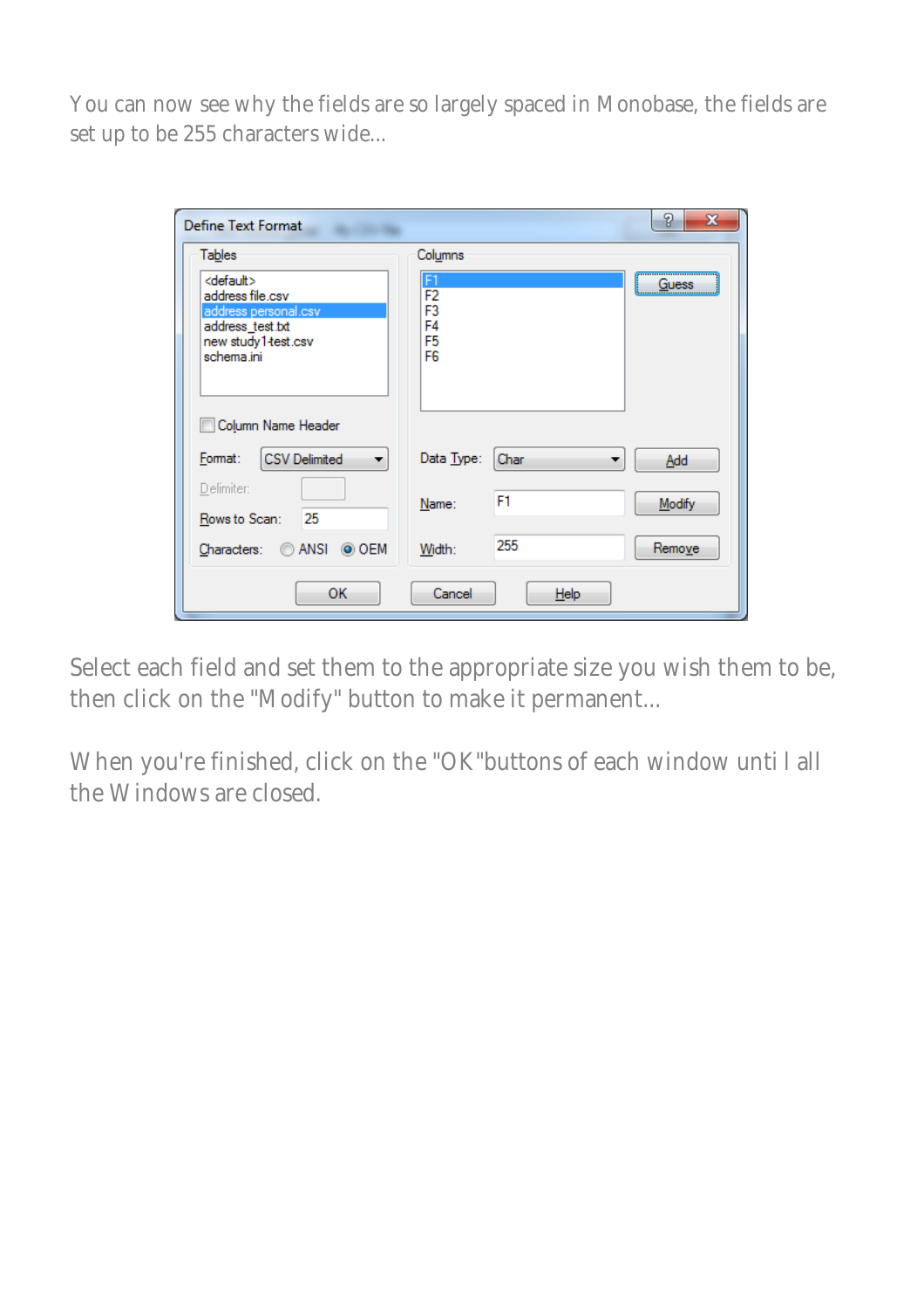You can now see why the fields are so largely spaced in Monobase, the fields are set up to be 255 characters wide...

Select each field and set them to the appropriate size you wish them to be, then click on the "Modify" button to make it permanent...

When you're finished, click on the "OK" buttons of each window until all the Windows are closed.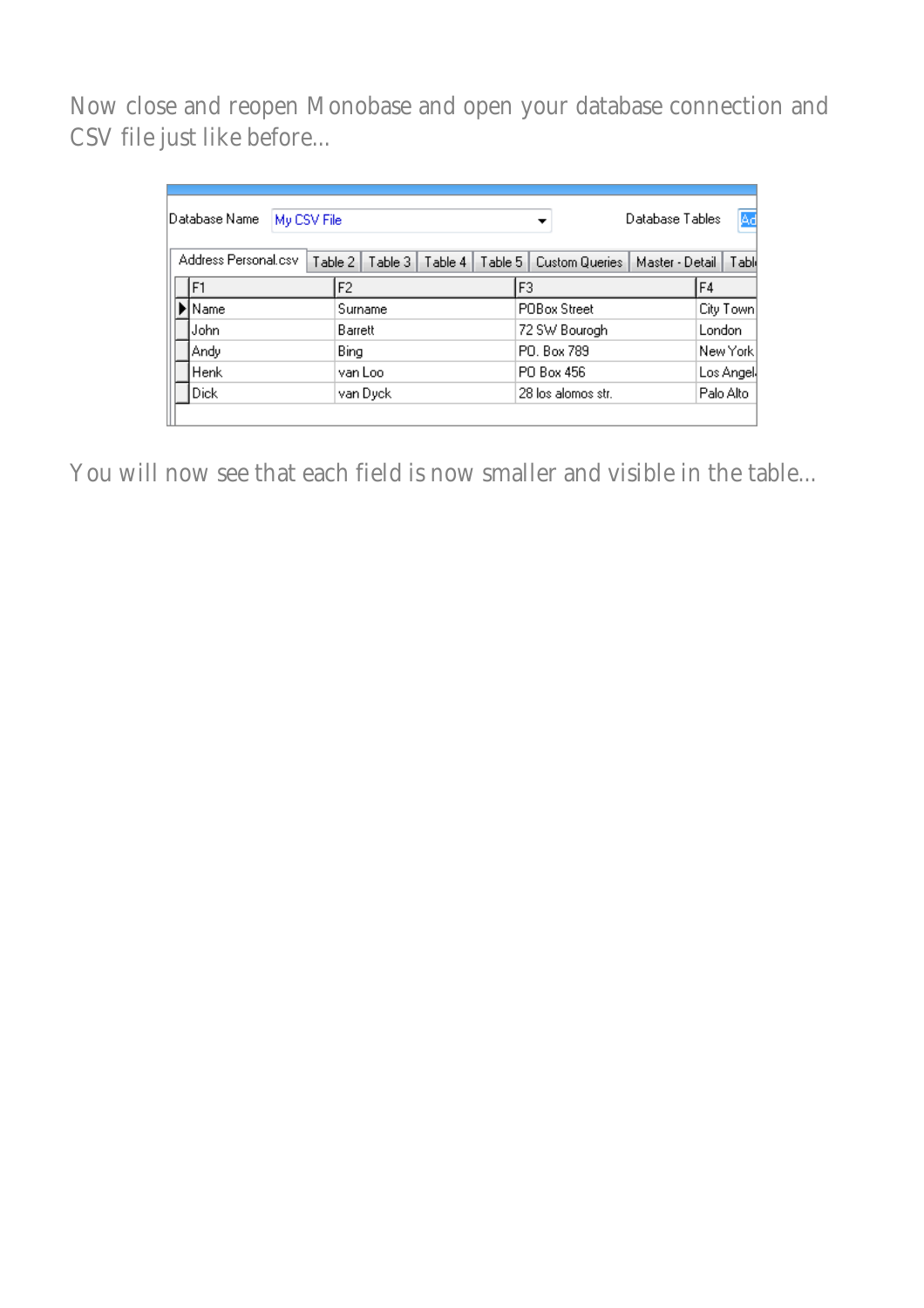Now close and reopen Monobase and open your database connection and CSV file just like before...

Database Name My CSV File Database Tables Ad

Address Personal.csv | Table 2 | Table 3 | Table 4 | Table 5 | Custom Queries | Master - Detail | Tabl

| F1 | F2 | F3 | F4 |
|---|---|---|---|
| Name | Surname | POBox Street | City Town |
| John | Barrett | 72 SW Bourogh | London |
| Andy | Bing | PO. Box 789 | New York |
| Henk | van Loo | PO Box 456 | Los Angel |
| Dick | van Dyck | 28 los alomos str. | Palo Alto |

You will now see that each field is now smaller and visible in the table...